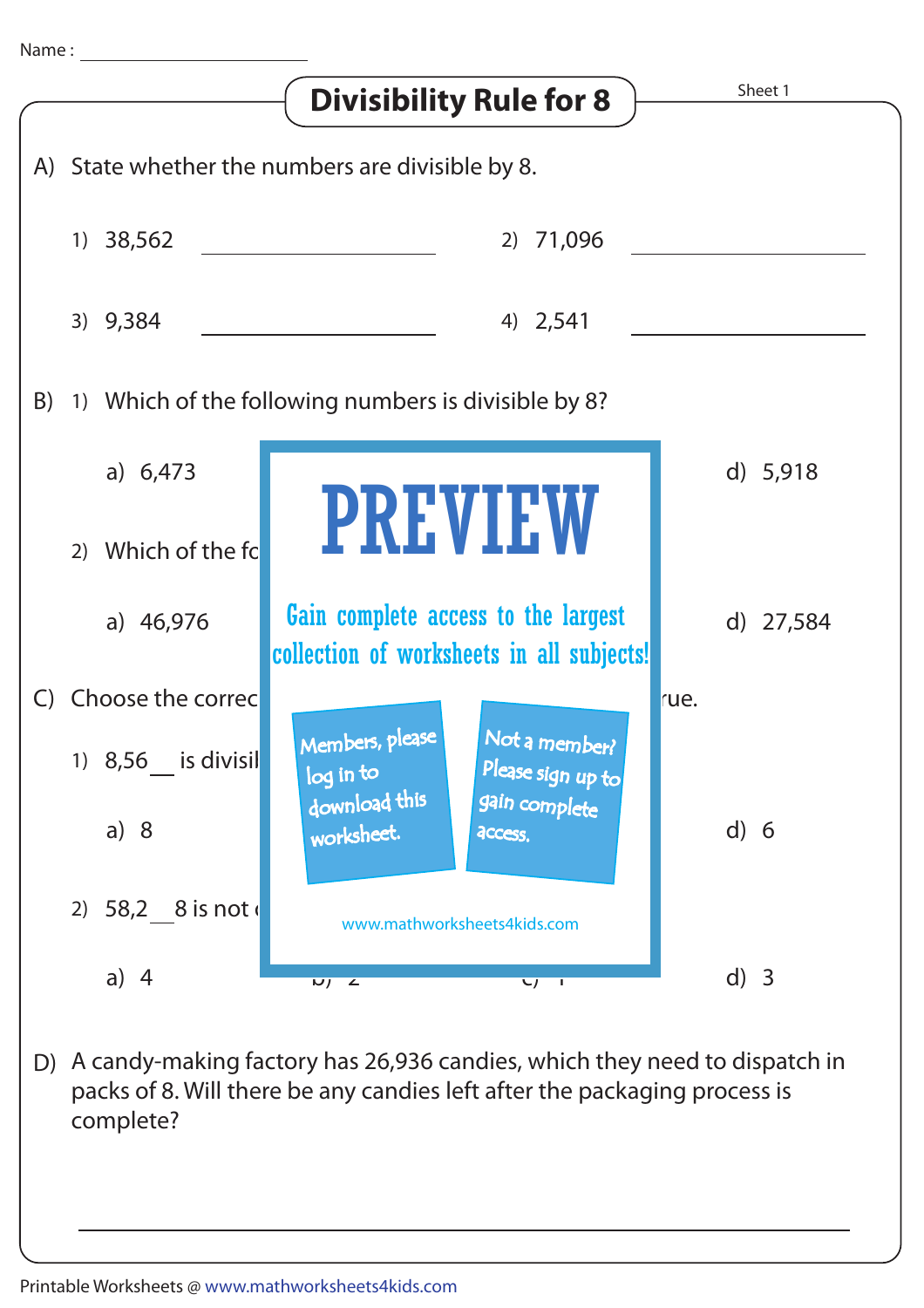Name : ____________________

# Divisibility Rule for 8

Sheet 1

A) State whether the numbers are divisible by 8.

1) 38,562 ____________  2) 71,096 ____________

3) 9,384 ____________  4) 2,541 ____________

B) 1) Which of the following numbers is divisible by 8?

a) 6,473  d) 5,918

2) Which of the fo

a) 46,976  d) 27,584

C) Choose the correc  rue.

1) 8,56__ is divisil

a) 8  d) 6

2) 58,2__8 is not

a) 4  d) 3

PREVIEW

Gain complete access to the largest collection of worksheets in all subjects!

Members, please log in to download this worksheet.

Not a member? Please sign up to gain complete access.

www.mathworksheets4kids.com

D) A candy-making factory has 26,936 candies, which they need to dispatch in packs of 8. Will there be any candies left after the packaging process is complete?

______________________________________________

Printable Worksheets @ www.mathworksheets4kids.com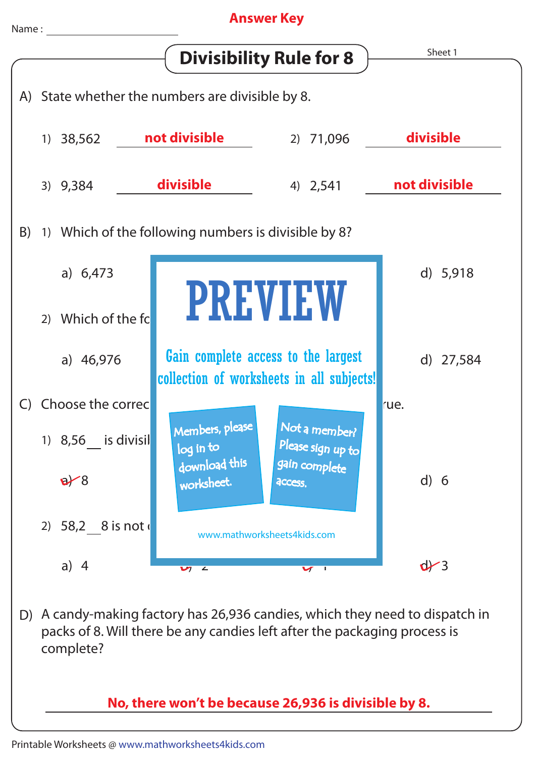**Answer Key**

Name : ____________________

# Divisibility Rule for 8

Sheet 1

A) State whether the numbers are divisible by 8.

1) 38,562 **not divisible**

2) 71,096 **divisible**

3) 9,384 **divisible**

4) 2,541 **not divisible**

B) 1) Which of the following numbers is divisible by 8?

a) 6,473

d) 5,918

2) Which of the fo

a) 46,976

d) 27,584

C) Choose the correc ... rue.

1) 8,56__ is divisil

~~a)~~ 8

d) 6

2) 58,2__8 is not

a) 4

~~d)~~ 3

PREVIEW

Gain complete access to the largest collection of worksheets in all subjects!

Members, please log in to download this worksheet.

Not a member? Please sign up to gain complete access.

www.mathworksheets4kids.com

D) A candy-making factory has 26,936 candies, which they need to dispatch in packs of 8. Will there be any candies left after the packaging process is complete?

**No, there won't be because 26,936 is divisible by 8.**